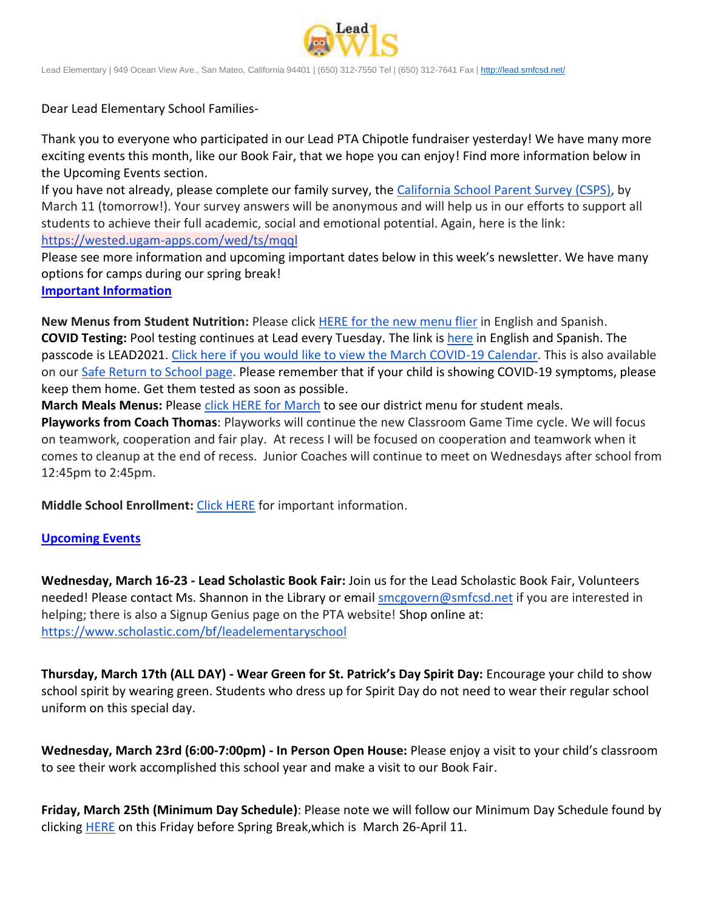Lead Elementary | 949 Ocean View Ave., San Mateo, California 94401 | (650) 312-7550 Tel | (650) 312-7641 Fax | http://lead.smfcsd.net/

Dear Lead Elementary School Families-

Thank you to everyone who participated in our Lead PTA Chipotle fundraiser yesterday! We have many more exciting events this month, like our Book Fair, that we hope you can enjoy! Find more information below in the Upcoming Events section.

If you have not already, please complete our family survey, the California School Parent Survey (CSPS), by March 11 (tomorrow!). Your survey answers will be anonymous and will help us in our efforts to support all students to achieve their full academic, social and emotional potential. Again, here is the link: https://wested.ugam-apps.com/wed/ts/mqql

Please see more information and upcoming important dates below in this week's newsletter. We have many options for camps during our spring break!

**Important Information**

**New Menus from Student Nutrition:** Please click HERE for the new menu flier in English and Spanish.

**COVID Testing:** Pool testing continues at Lead every Tuesday. The link is here in English and Spanish. The passcode is LEAD2021. Click here if you would like to view the March COVID-19 Calendar. This is also available on our Safe Return to School page. Please remember that if your child is showing COVID-19 symptoms, please keep them home. Get them tested as soon as possible.

**March Meals Menus:** Please click HERE for March to see our district menu for student meals.

**Playworks from Coach Thomas**: Playworks will continue the new Classroom Game Time cycle. We will focus on teamwork, cooperation and fair play. At recess I will be focused on cooperation and teamwork when it comes to cleanup at the end of recess. Junior Coaches will continue to meet on Wednesdays after school from 12:45pm to 2:45pm.

**Middle School Enrollment:** Click HERE for important information.

**Upcoming Events**

**Wednesday, March 16-23 - Lead Scholastic Book Fair:** Join us for the Lead Scholastic Book Fair, Volunteers needed! Please contact Ms. Shannon in the Library or email smcgovern@smfcsd.net if you are interested in helping; there is also a Signup Genius page on the PTA website! Shop online at: https://www.scholastic.com/bf/leadelementaryschool

**Thursday, March 17th (ALL DAY) - Wear Green for St. Patrick's Day Spirit Day:** Encourage your child to show school spirit by wearing green. Students who dress up for Spirit Day do not need to wear their regular school uniform on this special day.

**Wednesday, March 23rd (6:00-7:00pm) - In Person Open House:** Please enjoy a visit to your child's classroom to see their work accomplished this school year and make a visit to our Book Fair.

**Friday, March 25th (Minimum Day Schedule)**: Please note we will follow our Minimum Day Schedule found by clicking HERE on this Friday before Spring Break,which is March 26-April 11.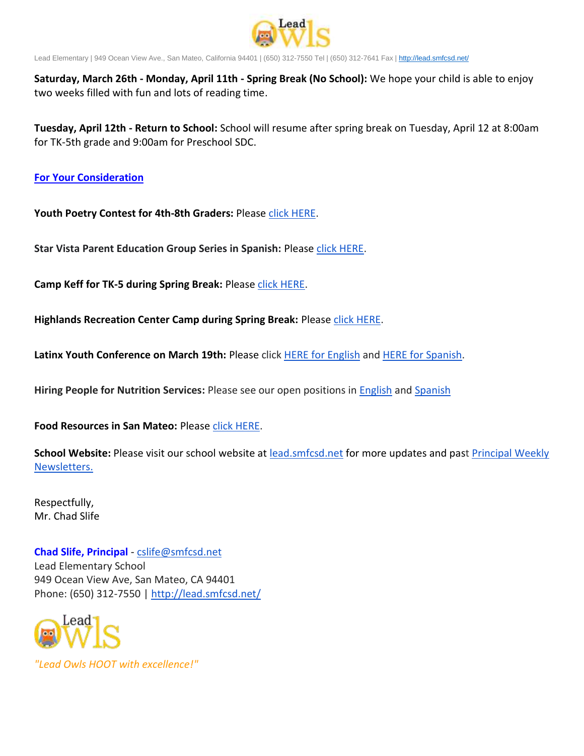Lead Elementary | 949 Ocean View Ave., San Mateo, California 94401 | (650) 312-7550 Tel | (650) 312-7641 Fax | http://lead.smfcsd.net/

**Saturday, March 26th - Monday, April 11th - Spring Break (No School):** We hope your child is able to enjoy two weeks filled with fun and lots of reading time.

**Tuesday, April 12th - Return to School:** School will resume after spring break on Tuesday, April 12 at 8:00am for TK-5th grade and 9:00am for Preschool SDC.

**For Your Consideration**

**Youth Poetry Contest for 4th-8th Graders:** Please click HERE.

**Star Vista Parent Education Group Series in Spanish:** Please click HERE.

**Camp Keff for TK-5 during Spring Break:** Please click HERE.

**Highlands Recreation Center Camp during Spring Break:** Please click HERE.

**Latinx Youth Conference on March 19th:** Please click HERE for English and HERE for Spanish.

**Hiring People for Nutrition Services:** Please see our open positions in English and Spanish

**Food Resources in San Mateo:** Please click HERE.

**School Website:** Please visit our school website at lead.smfcsd.net for more updates and past Principal Weekly Newsletters.

Respectfully,
Mr. Chad Slife

**Chad Slife, Principal** - cslife@smfcsd.net
Lead Elementary School
949 Ocean View Ave, San Mateo, CA 94401
Phone: (650) 312-7550 | http://lead.smfcsd.net/

*"Lead Owls HOOT with excellence!"*